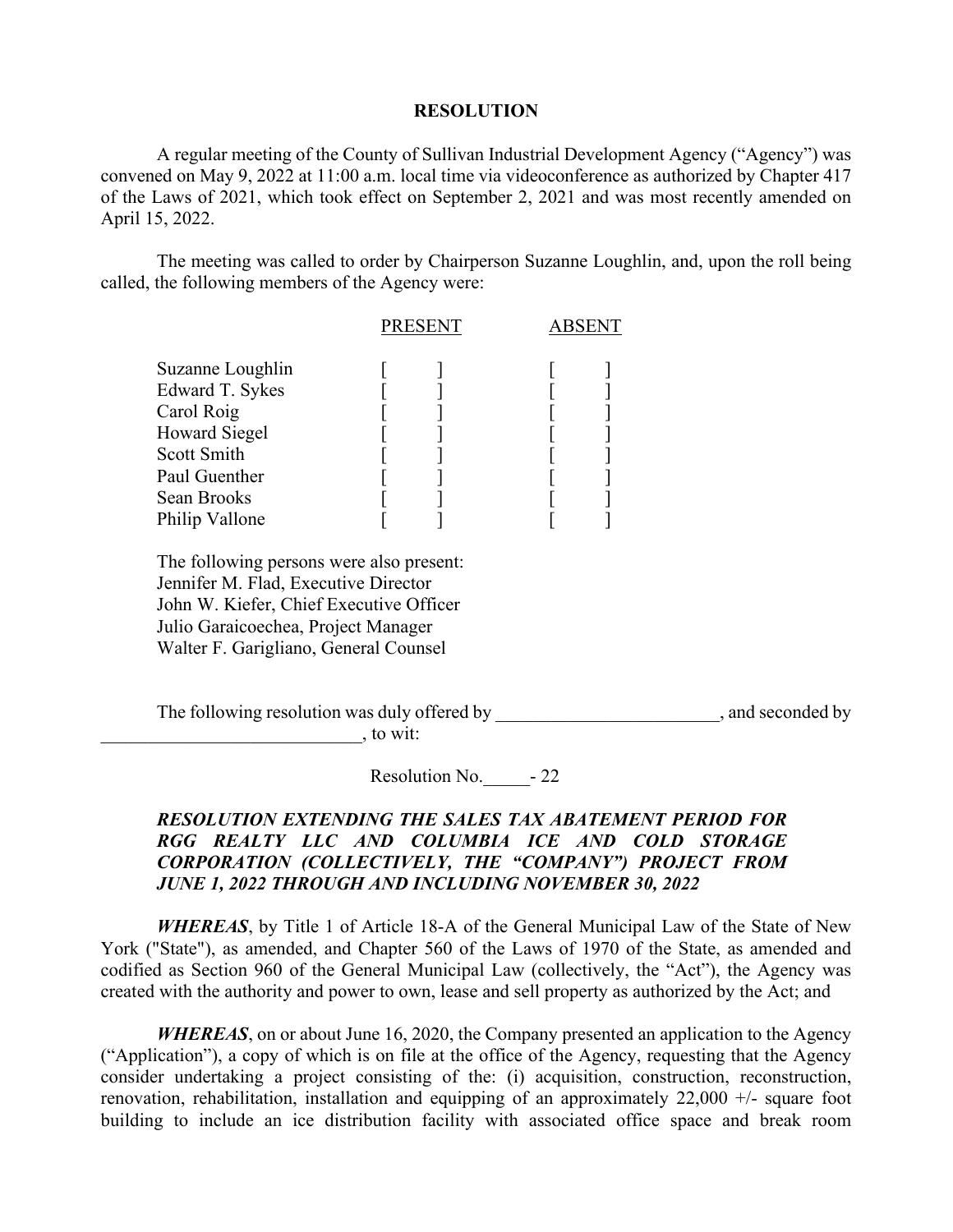# RESOLUTION

A regular meeting of the County of Sullivan Industrial Development Agency ("Agency") was convened on May 9, 2022 at 11:00 a.m. local time via videoconference as authorized by Chapter 417 of the Laws of 2021, which took effect on September 2, 2021 and was most recently amended on April 15, 2022.

The meeting was called to order by Chairperson Suzanne Loughlin, and, upon the roll being called, the following members of the Agency were:

| | PRESENT | ABSENT |
|---|---|---|
| Suzanne Loughlin | [ ] | [ ] |
| Edward T. Sykes | [ ] | [ ] |
| Carol Roig | [ ] | [ ] |
| Howard Siegel | [ ] | [ ] |
| Scott Smith | [ ] | [ ] |
| Paul Guenther | [ ] | [ ] |
| Sean Brooks | [ ] | [ ] |
| Philip Vallone | [ ] | [ ] |

The following persons were also present:
Jennifer M. Flad, Executive Director
John W. Kiefer, Chief Executive Officer
Julio Garaicoechea, Project Manager
Walter F. Garigliano, General Counsel

The following resolution was duly offered by ________________________, and seconded by ____________________________, to wit:

Resolution No.\_\_\_\_\_- 22

***RESOLUTION EXTENDING THE SALES TAX ABATEMENT PERIOD FOR RGG REALTY LLC AND COLUMBIA ICE AND COLD STORAGE CORPORATION (COLLECTIVELY, THE "COMPANY") PROJECT FROM JUNE 1, 2022 THROUGH AND INCLUDING NOVEMBER 30, 2022***

***WHEREAS***, by Title 1 of Article 18-A of the General Municipal Law of the State of New York ("State"), as amended, and Chapter 560 of the Laws of 1970 of the State, as amended and codified as Section 960 of the General Municipal Law (collectively, the "Act"), the Agency was created with the authority and power to own, lease and sell property as authorized by the Act; and

***WHEREAS***, on or about June 16, 2020, the Company presented an application to the Agency ("Application"), a copy of which is on file at the office of the Agency, requesting that the Agency consider undertaking a project consisting of the: (i) acquisition, construction, reconstruction, renovation, rehabilitation, installation and equipping of an approximately 22,000 +/- square foot building to include an ice distribution facility with associated office space and break room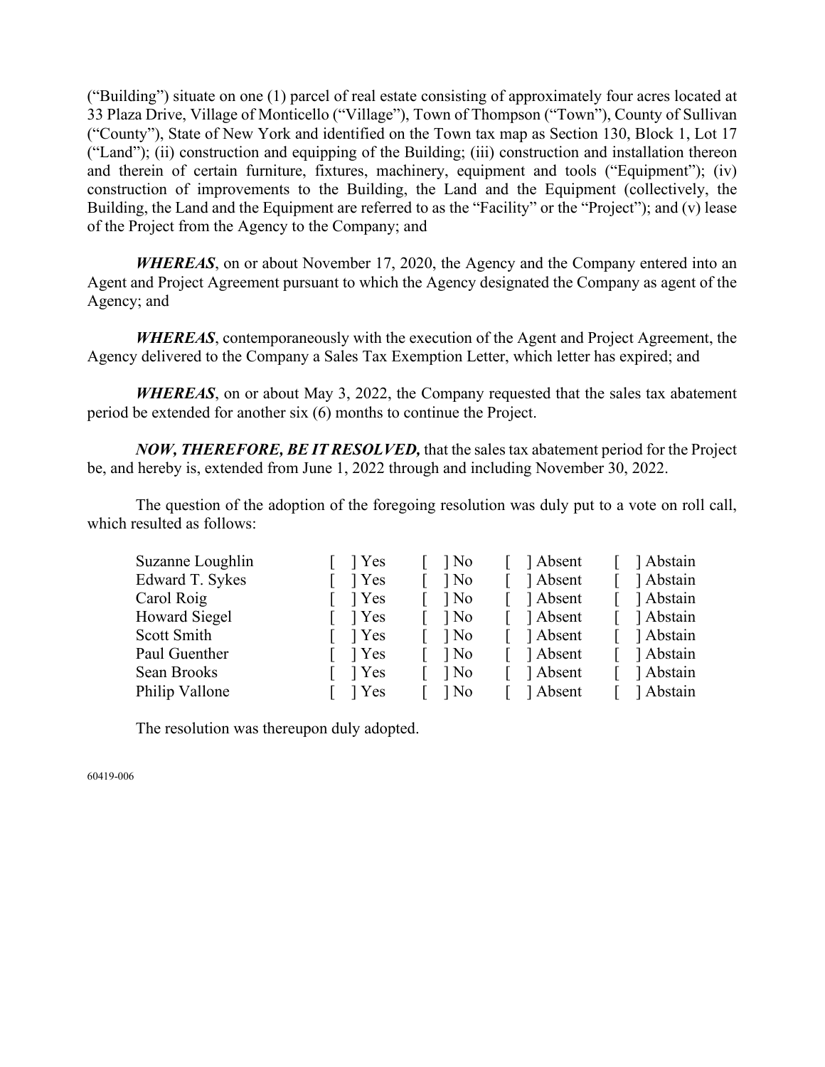("Building") situate on one (1) parcel of real estate consisting of approximately four acres located at 33 Plaza Drive, Village of Monticello ("Village"), Town of Thompson ("Town"), County of Sullivan ("County"), State of New York and identified on the Town tax map as Section 130, Block 1, Lot 17 ("Land"); (ii) construction and equipping of the Building; (iii) construction and installation thereon and therein of certain furniture, fixtures, machinery, equipment and tools ("Equipment"); (iv) construction of improvements to the Building, the Land and the Equipment (collectively, the Building, the Land and the Equipment are referred to as the "Facility" or the "Project"); and (v) lease of the Project from the Agency to the Company; and

***WHEREAS***, on or about November 17, 2020, the Agency and the Company entered into an Agent and Project Agreement pursuant to which the Agency designated the Company as agent of the Agency; and

***WHEREAS***, contemporaneously with the execution of the Agent and Project Agreement, the Agency delivered to the Company a Sales Tax Exemption Letter, which letter has expired; and

***WHEREAS***, on or about May 3, 2022, the Company requested that the sales tax abatement period be extended for another six (6) months to continue the Project.

***NOW, THEREFORE, BE IT RESOLVED,*** that the sales tax abatement period for the Project be, and hereby is, extended from June 1, 2022 through and including November 30, 2022.

The question of the adoption of the foregoing resolution was duly put to a vote on roll call, which resulted as follows:

| | | | | |
|---|---|---|---|---|
| Suzanne Loughlin | [ ] Yes | [ ] No | [ ] Absent | [ ] Abstain |
| Edward T. Sykes | [ ] Yes | [ ] No | [ ] Absent | [ ] Abstain |
| Carol Roig | [ ] Yes | [ ] No | [ ] Absent | [ ] Abstain |
| Howard Siegel | [ ] Yes | [ ] No | [ ] Absent | [ ] Abstain |
| Scott Smith | [ ] Yes | [ ] No | [ ] Absent | [ ] Abstain |
| Paul Guenther | [ ] Yes | [ ] No | [ ] Absent | [ ] Abstain |
| Sean Brooks | [ ] Yes | [ ] No | [ ] Absent | [ ] Abstain |
| Philip Vallone | [ ] Yes | [ ] No | [ ] Absent | [ ] Abstain |

The resolution was thereupon duly adopted.

60419-006